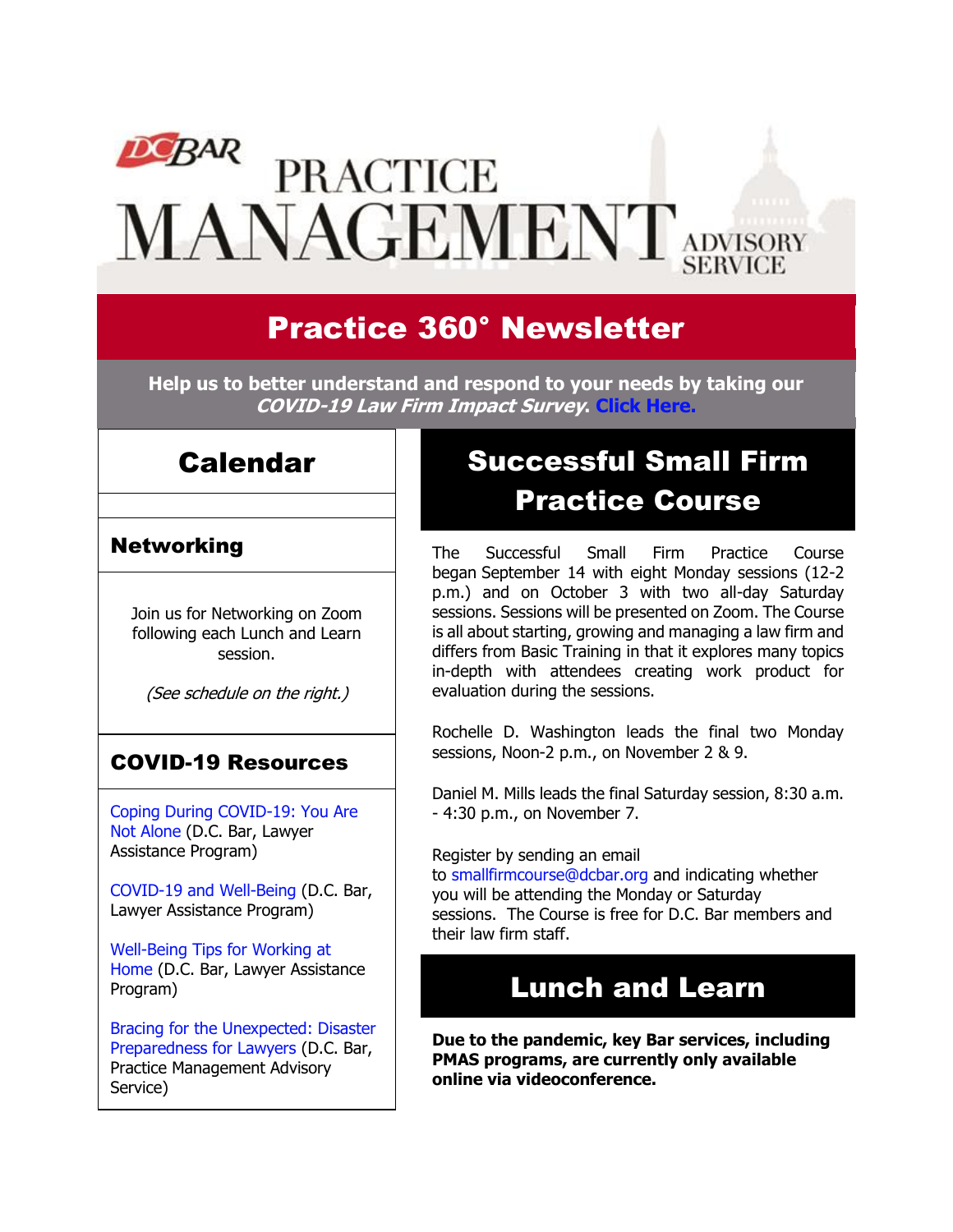# DC BAR PRACTICE MANAGEMENT ADVISORY SERVICE

## Practice 360° Newsletter

**Help us to better understand and respond to your needs by taking our *COVID-19 Law Firm Impact Survey*. Click Here.**

## Calendar

### Networking

Join us for Networking on Zoom following each Lunch and Learn session.

*(See schedule on the right.)*

### COVID-19 Resources

Coping During COVID-19: You Are Not Alone (D.C. Bar, Lawyer Assistance Program)

COVID-19 and Well-Being (D.C. Bar, Lawyer Assistance Program)

Well-Being Tips for Working at Home (D.C. Bar, Lawyer Assistance Program)

Bracing for the Unexpected: Disaster Preparedness for Lawyers (D.C. Bar, Practice Management Advisory Service)

## Successful Small Firm Practice Course

The Successful Small Firm Practice Course began September 14 with eight Monday sessions (12-2 p.m.) and on October 3 with two all-day Saturday sessions. Sessions will be presented on Zoom. The Course is all about starting, growing and managing a law firm and differs from Basic Training in that it explores many topics in-depth with attendees creating work product for evaluation during the sessions.

Rochelle D. Washington leads the final two Monday sessions, Noon-2 p.m., on November 2 & 9.

Daniel M. Mills leads the final Saturday session, 8:30 a.m. - 4:30 p.m., on November 7.

Register by sending an email to smallfirmcourse@dcbar.org and indicating whether you will be attending the Monday or Saturday sessions. The Course is free for D.C. Bar members and their law firm staff.

## Lunch and Learn

**Due to the pandemic, key Bar services, including PMAS programs, are currently only available online via videoconference.**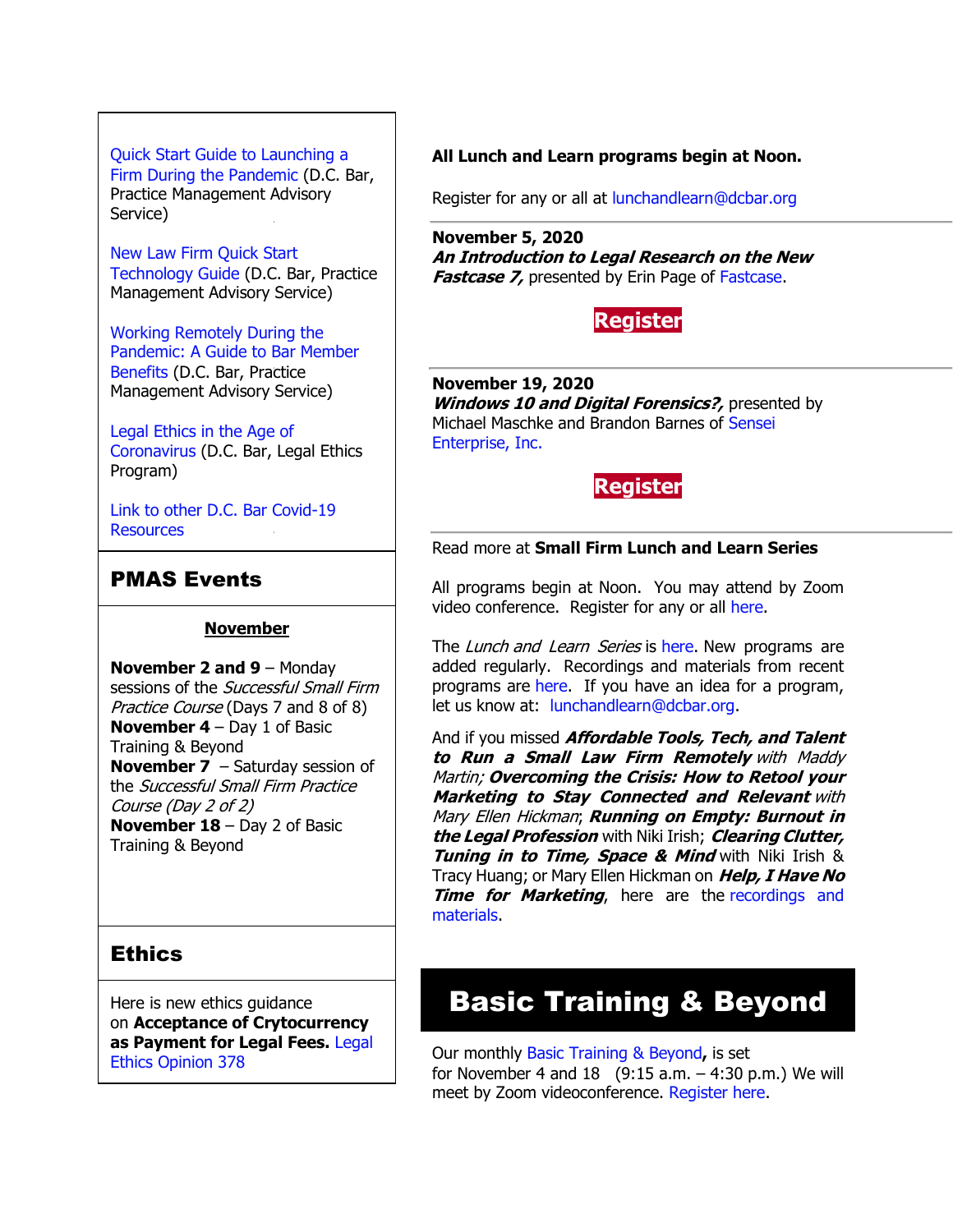Quick Start Guide to Launching a Firm During the Pandemic (D.C. Bar, Practice Management Advisory Service)

New Law Firm Quick Start Technology Guide (D.C. Bar, Practice Management Advisory Service)

Working Remotely During the Pandemic: A Guide to Bar Member Benefits (D.C. Bar, Practice Management Advisory Service)

Legal Ethics in the Age of Coronavirus (D.C. Bar, Legal Ethics Program)

Link to other D.C. Bar Covid-19 Resources

## PMAS Events

**November**

**November 2 and 9** – Monday sessions of the *Successful Small Firm Practice Course* (Days 7 and 8 of 8)
**November 4** – Day 1 of Basic Training & Beyond
**November 7** – Saturday session of the *Successful Small Firm Practice Course (Day 2 of 2)*
**November 18** – Day 2 of Basic Training & Beyond

## Ethics

Here is new ethics guidance on **Acceptance of Crytocurrency as Payment for Legal Fees.** Legal Ethics Opinion 378

**All Lunch and Learn programs begin at Noon.**

Register for any or all at lunchandlearn@dcbar.org

---

**November 5, 2020**
***An Introduction to Legal Research on the New Fastcase 7,*** presented by Erin Page of Fastcase.

**Register**

---

**November 19, 2020**
***Windows 10 and Digital Forensics?,*** presented by Michael Maschke and Brandon Barnes of Sensei Enterprise, Inc.

**Register**

---

Read more at **Small Firm Lunch and Learn Series**

All programs begin at Noon. You may attend by Zoom video conference. Register for any or all here.

The *Lunch and Learn Series* is here. New programs are added regularly. Recordings and materials from recent programs are here. If you have an idea for a program, let us know at: lunchandlearn@dcbar.org.

And if you missed ***Affordable Tools, Tech, and Talent to Run a Small Law Firm Remotely*** *with Maddy Martin;* ***Overcoming the Crisis: How to Retool your Marketing to Stay Connected and Relevant*** *with Mary Ellen Hickman*; ***Running on Empty: Burnout in the Legal Profession*** with Niki Irish; ***Clearing Clutter, Tuning in to Time, Space & Mind*** with Niki Irish & Tracy Huang; or Mary Ellen Hickman on ***Help, I Have No Time for Marketing***, here are the recordings and materials.

# Basic Training & Beyond

Our monthly Basic Training & Beyond**,** is set for November 4 and 18 (9:15 a.m. – 4:30 p.m.) We will meet by Zoom videoconference. Register here.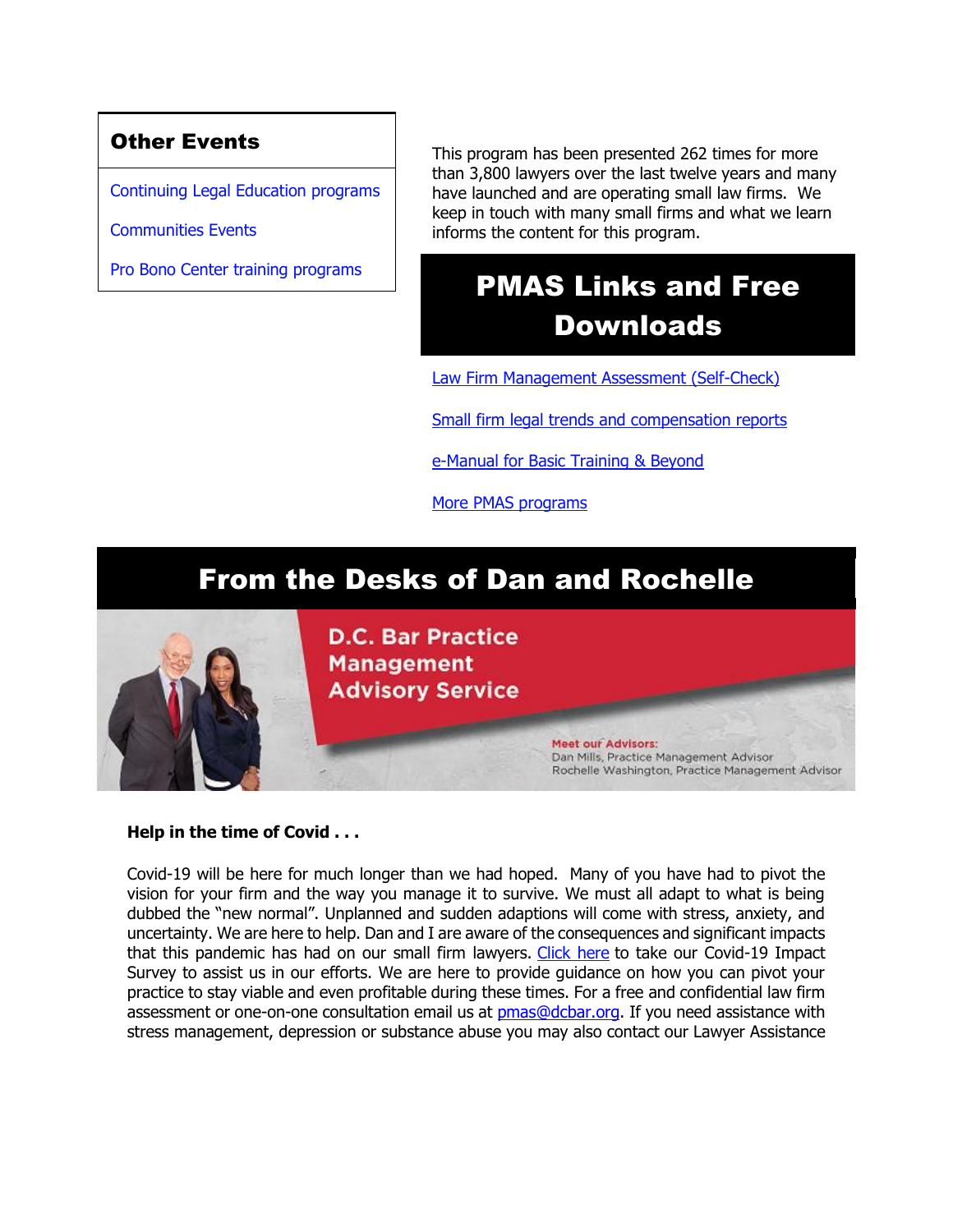## Other Events

Continuing Legal Education programs

Communities Events

Pro Bono Center training programs

This program has been presented 262 times for more than 3,800 lawyers over the last twelve years and many have launched and are operating small law firms. We keep in touch with many small firms and what we learn informs the content for this program.

## PMAS Links and Free Downloads

Law Firm Management Assessment (Self-Check)

Small firm legal trends and compensation reports

e-Manual for Basic Training & Beyond

More PMAS programs

## From the Desks of Dan and Rochelle

D.C. Bar Practice Management Advisory Service

Meet our Advisors:
Dan Mills, Practice Management Advisor
Rochelle Washington, Practice Management Advisor

**Help in the time of Covid . . .**

Covid-19 will be here for much longer than we had hoped. Many of you have had to pivot the vision for your firm and the way you manage it to survive. We must all adapt to what is being dubbed the "new normal". Unplanned and sudden adaptions will come with stress, anxiety, and uncertainty. We are here to help. Dan and I are aware of the consequences and significant impacts that this pandemic has had on our small firm lawyers. Click here to take our Covid-19 Impact Survey to assist us in our efforts. We are here to provide guidance on how you can pivot your practice to stay viable and even profitable during these times. For a free and confidential law firm assessment or one-on-one consultation email us at pmas@dcbar.org. If you need assistance with stress management, depression or substance abuse you may also contact our Lawyer Assistance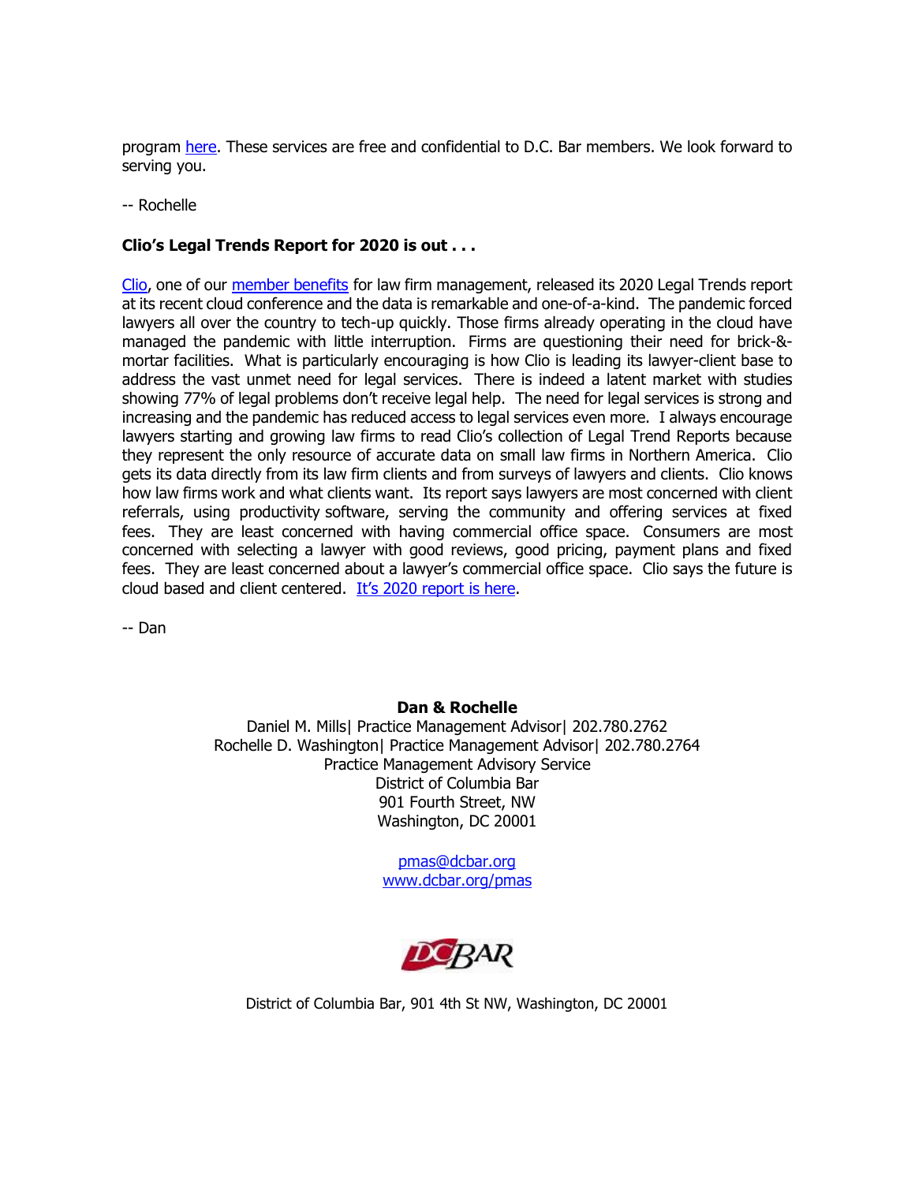program here. These services are free and confidential to D.C. Bar members. We look forward to serving you.

-- Rochelle

**Clio's Legal Trends Report for 2020 is out . . .**

Clio, one of our member benefits for law firm management, released its 2020 Legal Trends report at its recent cloud conference and the data is remarkable and one-of-a-kind. The pandemic forced lawyers all over the country to tech-up quickly. Those firms already operating in the cloud have managed the pandemic with little interruption. Firms are questioning their need for brick-&-mortar facilities. What is particularly encouraging is how Clio is leading its lawyer-client base to address the vast unmet need for legal services. There is indeed a latent market with studies showing 77% of legal problems don't receive legal help. The need for legal services is strong and increasing and the pandemic has reduced access to legal services even more. I always encourage lawyers starting and growing law firms to read Clio's collection of Legal Trend Reports because they represent the only resource of accurate data on small law firms in Northern America. Clio gets its data directly from its law firm clients and from surveys of lawyers and clients. Clio knows how law firms work and what clients want. Its report says lawyers are most concerned with client referrals, using productivity software, serving the community and offering services at fixed fees. They are least concerned with having commercial office space. Consumers are most concerned with selecting a lawyer with good reviews, good pricing, payment plans and fixed fees. They are least concerned about a lawyer's commercial office space. Clio says the future is cloud based and client centered. It's 2020 report is here.

-- Dan

**Dan & Rochelle**
Daniel M. Mills| Practice Management Advisor| 202.780.2762
Rochelle D. Washington| Practice Management Advisor| 202.780.2764
Practice Management Advisory Service
District of Columbia Bar
901 Fourth Street, NW
Washington, DC 20001

pmas@dcbar.org
www.dcbar.org/pmas

DCBAR

District of Columbia Bar, 901 4th St NW, Washington, DC 20001